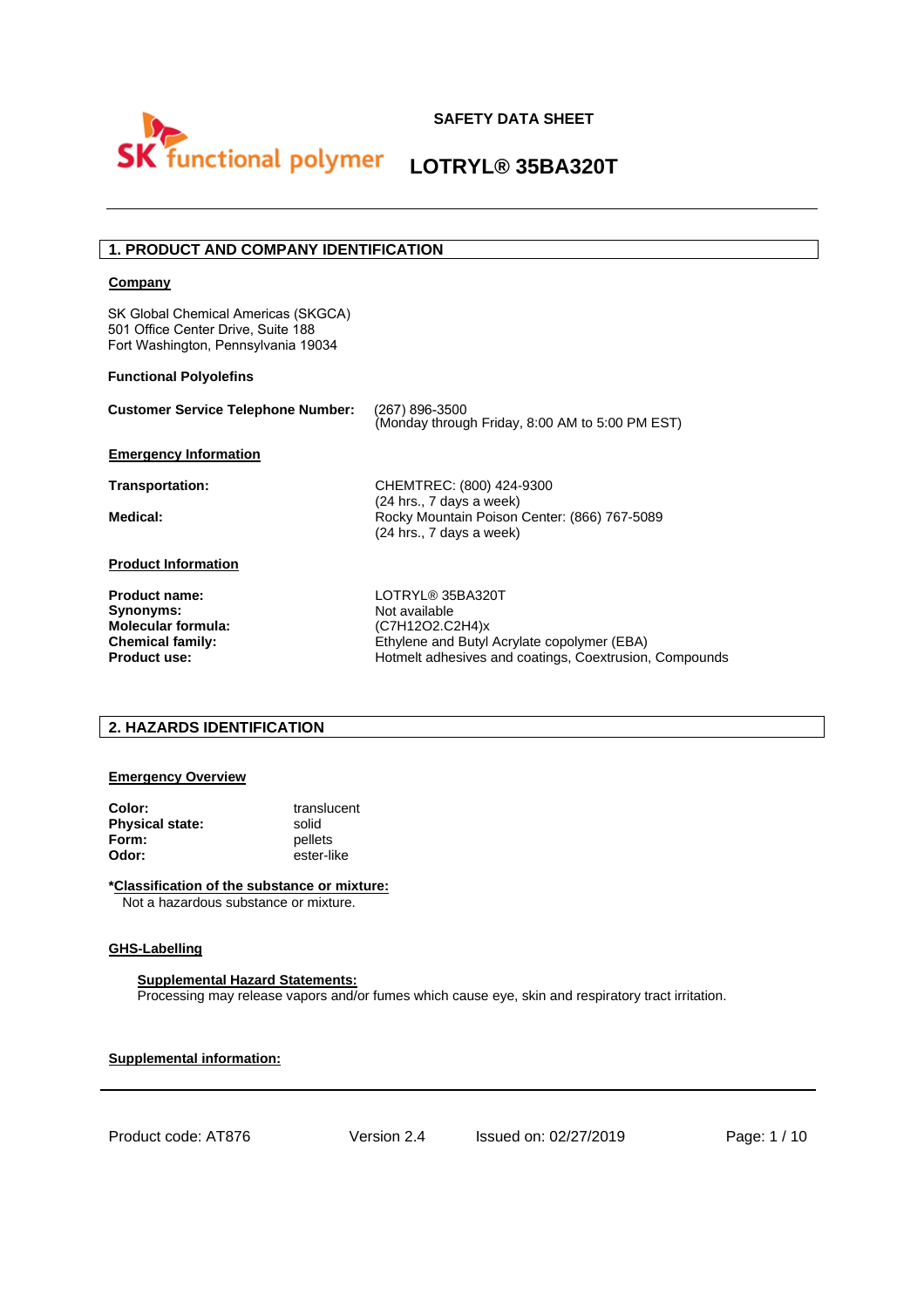SK functional polymer

**SAFETY DATA SHEET**

# LOTRYL® 35BA320T

## 1. PRODUCT AND COMPANY IDENTIFICATION

**Company**

SK Global Chemical Americas (SKGCA)
501 Office Center Drive, Suite 188
Fort Washington, Pennsylvania 19034

**Functional Polyolefins**

**Customer Service Telephone Number:** (267) 896-3500
(Monday through Friday, 8:00 AM to 5:00 PM EST)

**Emergency Information**

**Transportation:** CHEMTREC: (800) 424-9300
(24 hrs., 7 days a week)

**Medical:** Rocky Mountain Poison Center: (866) 767-5089
(24 hrs., 7 days a week)

**Product Information**

| | |
|---|---|
| **Product name:** | LOTRYL® 35BA320T |
| **Synonyms:** | Not available |
| **Molecular formula:** | $(C_7H_{12}O_2.C_2H_4)_x$ |
| **Chemical family:** | Ethylene and Butyl Acrylate copolymer (EBA) |
| **Product use:** | Hotmelt adhesives and coatings, Coextrusion, Compounds |

## 2. HAZARDS IDENTIFICATION

**Emergency Overview**

| | |
|---|---|
| **Color:** | translucent |
| **Physical state:** | solid |
| **Form:** | pellets |
| **Odor:** | ester-like |

**\*Classification of the substance or mixture:**
Not a hazardous substance or mixture.

**GHS-Labelling**

**Supplemental Hazard Statements:**
Processing may release vapors and/or fumes which cause eye, skin and respiratory tract irritation.

**Supplemental information:**

Product code: AT876 Version 2.4 Issued on: 02/27/2019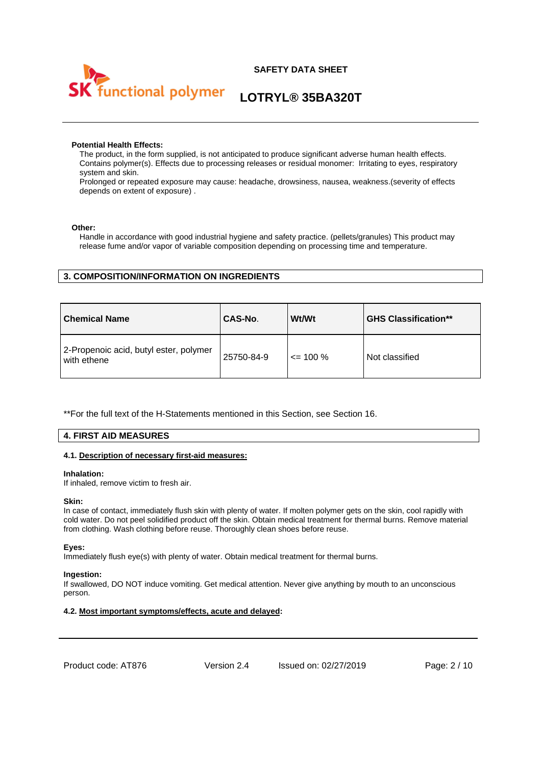**Potential Health Effects:**

The product, in the form supplied, is not anticipated to produce significant adverse human health effects. Contains polymer(s). Effects due to processing releases or residual monomer: Irritating to eyes, respiratory system and skin.
Prolonged or repeated exposure may cause: headache, drowsiness, nausea, weakness.(severity of effects depends on extent of exposure) .

**Other:**

Handle in accordance with good industrial hygiene and safety practice. (pellets/granules) This product may release fume and/or vapor of variable composition depending on processing time and temperature.

## 3. COMPOSITION/INFORMATION ON INGREDIENTS

| Chemical Name | CAS-No. | Wt/Wt | GHS Classification** |
|---|---|---|---|
| 2-Propenoic acid, butyl ester, polymer with ethene | 25750-84-9 | <= 100 % | Not classified |

**For the full text of the H-Statements mentioned in this Section, see Section 16.

## 4. FIRST AID MEASURES

### 4.1. Description of necessary first-aid measures:

**Inhalation:**
If inhaled, remove victim to fresh air.

**Skin:**
In case of contact, immediately flush skin with plenty of water. If molten polymer gets on the skin, cool rapidly with cold water. Do not peel solidified product off the skin. Obtain medical treatment for thermal burns. Remove material from clothing. Wash clothing before reuse. Thoroughly clean shoes before reuse.

**Eyes:**
Immediately flush eye(s) with plenty of water. Obtain medical treatment for thermal burns.

**Ingestion:**
If swallowed, DO NOT induce vomiting. Get medical attention. Never give anything by mouth to an unconscious person.

### 4.2. Most important symptoms/effects, acute and delayed: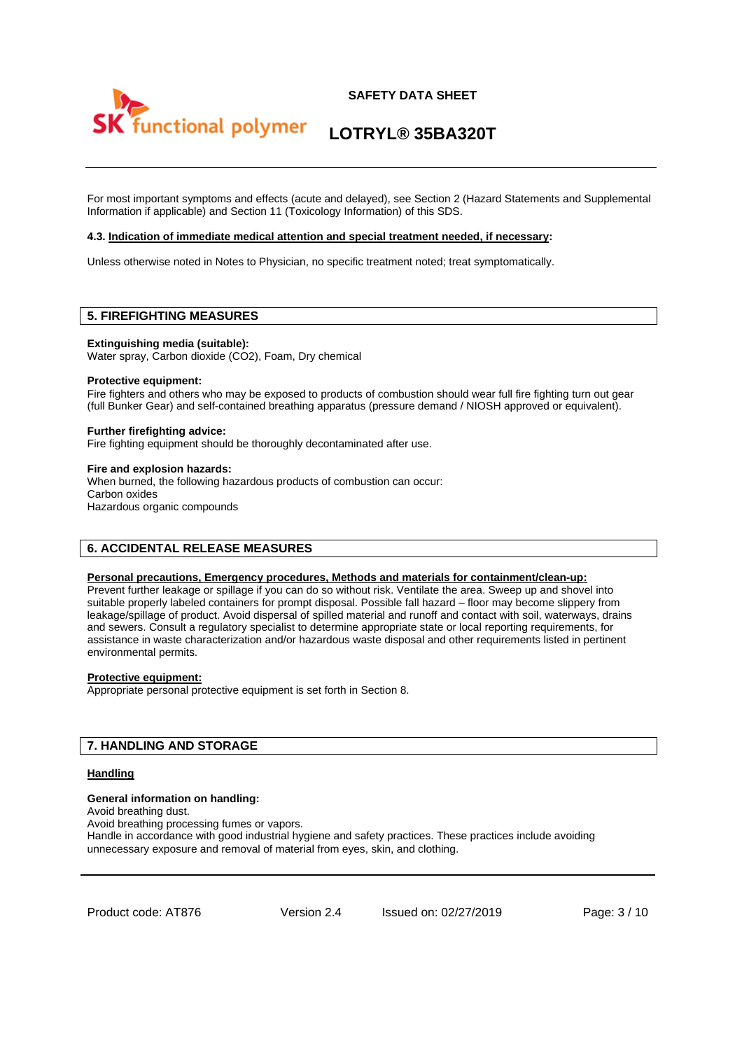For most important symptoms and effects (acute and delayed), see Section 2 (Hazard Statements and Supplemental Information if applicable) and Section 11 (Toxicology Information) of this SDS.

**4.3. Indication of immediate medical attention and special treatment needed, if necessary:**

Unless otherwise noted in Notes to Physician, no specific treatment noted; treat symptomatically.

## 5. FIREFIGHTING MEASURES

**Extinguishing media (suitable):**
Water spray, Carbon dioxide ($CO_2$), Foam, Dry chemical

**Protective equipment:**
Fire fighters and others who may be exposed to products of combustion should wear full fire fighting turn out gear (full Bunker Gear) and self-contained breathing apparatus (pressure demand / NIOSH approved or equivalent).

**Further firefighting advice:**
Fire fighting equipment should be thoroughly decontaminated after use.

**Fire and explosion hazards:**
When burned, the following hazardous products of combustion can occur:
Carbon oxides
Hazardous organic compounds

## 6. ACCIDENTAL RELEASE MEASURES

**Personal precautions, Emergency procedures, Methods and materials for containment/clean-up:**
Prevent further leakage or spillage if you can do so without risk. Ventilate the area. Sweep up and shovel into suitable properly labeled containers for prompt disposal. Possible fall hazard – floor may become slippery from leakage/spillage of product. Avoid dispersal of spilled material and runoff and contact with soil, waterways, drains and sewers. Consult a regulatory specialist to determine appropriate state or local reporting requirements, for assistance in waste characterization and/or hazardous waste disposal and other requirements listed in pertinent environmental permits.

**Protective equipment:**
Appropriate personal protective equipment is set forth in Section 8.

## 7. HANDLING AND STORAGE

**Handling**

**General information on handling:**
Avoid breathing dust.
Avoid breathing processing fumes or vapors.
Handle in accordance with good industrial hygiene and safety practices. These practices include avoiding unnecessary exposure and removal of material from eyes, skin, and clothing.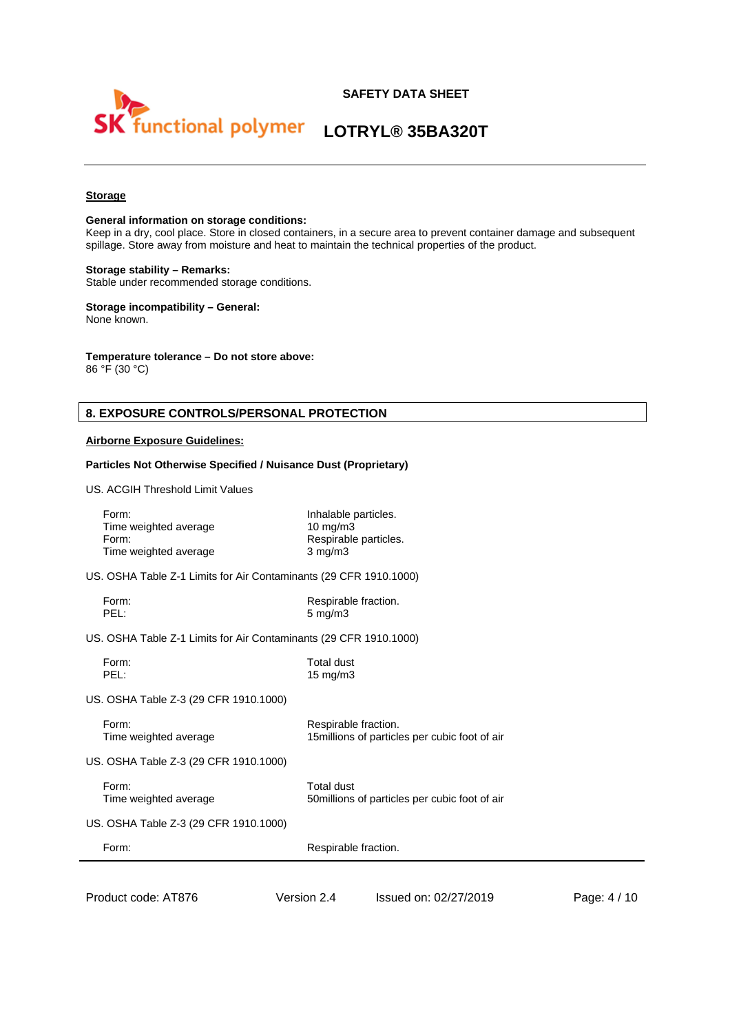**Storage**

**General information on storage conditions:**
Keep in a dry, cool place. Store in closed containers, in a secure area to prevent container damage and subsequent spillage. Store away from moisture and heat to maintain the technical properties of the product.

**Storage stability – Remarks:**
Stable under recommended storage conditions.

**Storage incompatibility – General:**
None known.

**Temperature tolerance – Do not store above:**
86 °F (30 °C)

## 8. EXPOSURE CONTROLS/PERSONAL PROTECTION

**Airborne Exposure Guidelines:**

**Particles Not Otherwise Specified / Nuisance Dust (Proprietary)**

US. ACGIH Threshold Limit Values

| | |
|---|---|
| Form: | Inhalable particles. |
| Time weighted average | 10 mg/m3 |
| Form: | Respirable particles. |
| Time weighted average | 3 mg/m3 |

US. OSHA Table Z-1 Limits for Air Contaminants (29 CFR 1910.1000)

| | |
|---|---|
| Form: | Respirable fraction. |
| PEL: | 5 mg/m3 |

US. OSHA Table Z-1 Limits for Air Contaminants (29 CFR 1910.1000)

| | |
|---|---|
| Form: | Total dust |
| PEL: | 15 mg/m3 |

US. OSHA Table Z-3 (29 CFR 1910.1000)

| | |
|---|---|
| Form: | Respirable fraction. |
| Time weighted average | 15millions of particles per cubic foot of air |

US. OSHA Table Z-3 (29 CFR 1910.1000)

| | |
|---|---|
| Form: | Total dust |
| Time weighted average | 50millions of particles per cubic foot of air |

US. OSHA Table Z-3 (29 CFR 1910.1000)

| | |
|---|---|
| Form: | Respirable fraction. |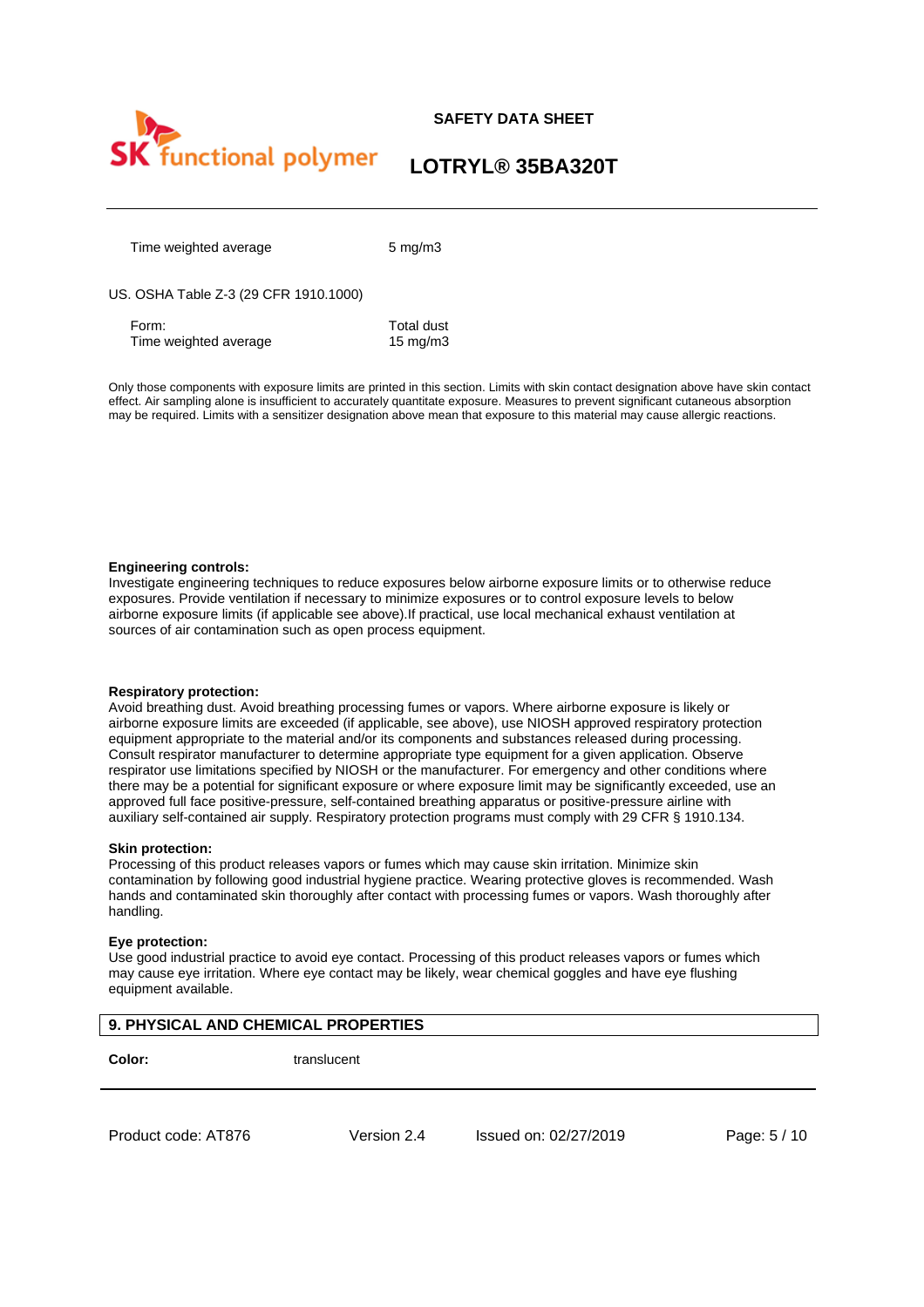| | |
|---|---|
| Time weighted average | 5 mg/m3 |

US. OSHA Table Z-3 (29 CFR 1910.1000)

| | |
|---|---|
| Form: | Total dust |
| Time weighted average | 15 mg/m3 |

Only those components with exposure limits are printed in this section. Limits with skin contact designation above have skin contact effect. Air sampling alone is insufficient to accurately quantitate exposure. Measures to prevent significant cutaneous absorption may be required. Limits with a sensitizer designation above mean that exposure to this material may cause allergic reactions.

**Engineering controls:**
Investigate engineering techniques to reduce exposures below airborne exposure limits or to otherwise reduce exposures. Provide ventilation if necessary to minimize exposures or to control exposure levels to below airborne exposure limits (if applicable see above).If practical, use local mechanical exhaust ventilation at sources of air contamination such as open process equipment.

**Respiratory protection:**
Avoid breathing dust. Avoid breathing processing fumes or vapors. Where airborne exposure is likely or airborne exposure limits are exceeded (if applicable, see above), use NIOSH approved respiratory protection equipment appropriate to the material and/or its components and substances released during processing. Consult respirator manufacturer to determine appropriate type equipment for a given application. Observe respirator use limitations specified by NIOSH or the manufacturer. For emergency and other conditions where there may be a potential for significant exposure or where exposure limit may be significantly exceeded, use an approved full face positive-pressure, self-contained breathing apparatus or positive-pressure airline with auxiliary self-contained air supply. Respiratory protection programs must comply with 29 CFR § 1910.134.

**Skin protection:**
Processing of this product releases vapors or fumes which may cause skin irritation. Minimize skin contamination by following good industrial hygiene practice. Wearing protective gloves is recommended. Wash hands and contaminated skin thoroughly after contact with processing fumes or vapors. Wash thoroughly after handling.

**Eye protection:**
Use good industrial practice to avoid eye contact. Processing of this product releases vapors or fumes which may cause eye irritation. Where eye contact may be likely, wear chemical goggles and have eye flushing equipment available.

## 9. PHYSICAL AND CHEMICAL PROPERTIES

**Color:** translucent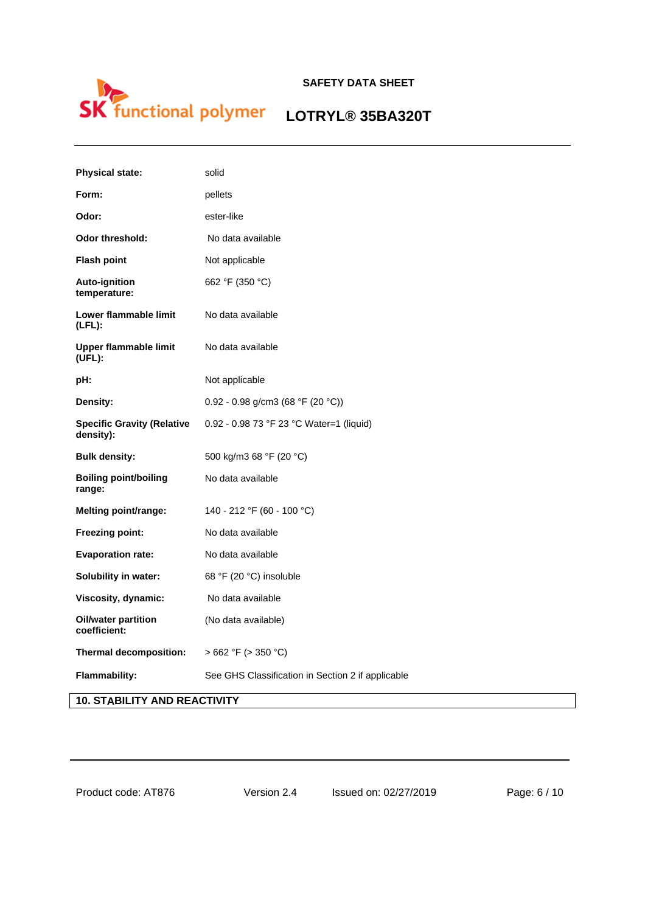| | |
|---|---|
| **Physical state:** | solid |
| **Form:** | pellets |
| **Odor:** | ester-like |
| **Odor threshold:** | No data available |
| **Flash point** | Not applicable |
| **Auto-ignition temperature:** | 662 °F (350 °C) |
| **Lower flammable limit (LFL):** | No data available |
| **Upper flammable limit (UFL):** | No data available |
| **pH:** | Not applicable |
| **Density:** | 0.92 - 0.98 g/cm3 (68 °F (20 °C)) |
| **Specific Gravity (Relative density):** | 0.92 - 0.98 73 °F 23 °C Water=1 (liquid) |
| **Bulk density:** | 500 kg/m3 68 °F (20 °C) |
| **Boiling point/boiling range:** | No data available |
| **Melting point/range:** | 140 - 212 °F (60 - 100 °C) |
| **Freezing point:** | No data available |
| **Evaporation rate:** | No data available |
| **Solubility in water:** | 68 °F (20 °C) insoluble |
| **Viscosity, dynamic:** | No data available |
| **Oil/water partition coefficient:** | (No data available) |
| **Thermal decomposition:** | > 662 °F (> 350 °C) |
| **Flammability:** | See GHS Classification in Section 2 if applicable |

## 10. STABILITY AND REACTIVITY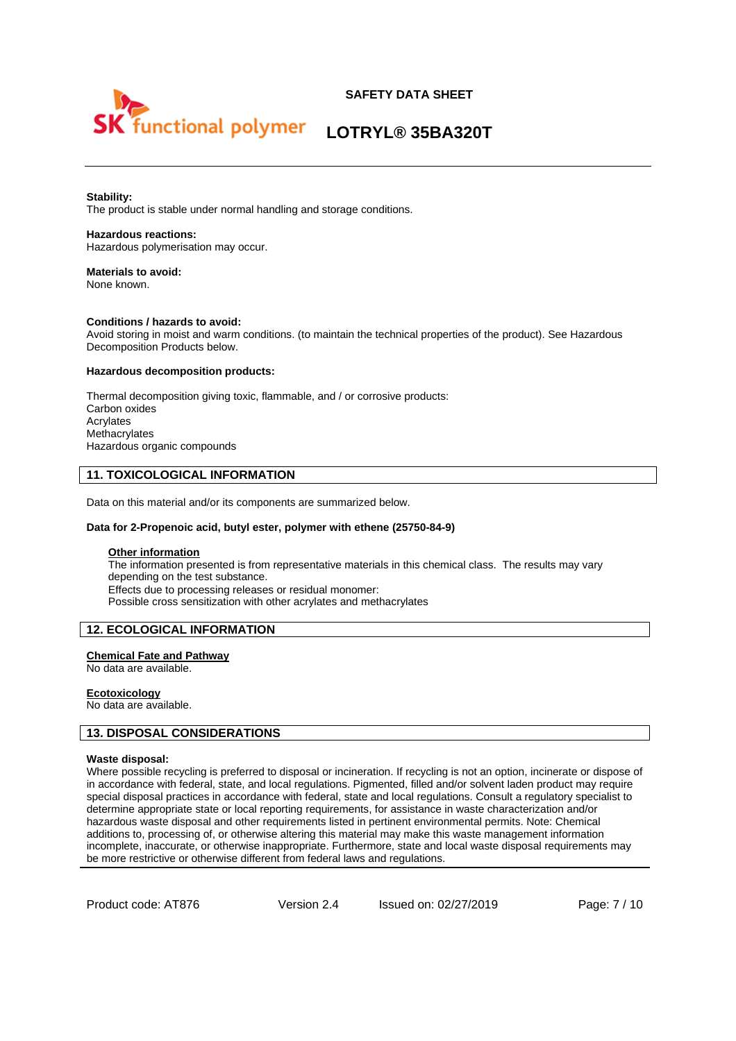**Stability:**
The product is stable under normal handling and storage conditions.

**Hazardous reactions:**
Hazardous polymerisation may occur.

**Materials to avoid:**
None known.

**Conditions / hazards to avoid:**
Avoid storing in moist and warm conditions. (to maintain the technical properties of the product). See Hazardous Decomposition Products below.

**Hazardous decomposition products:**

Thermal decomposition giving toxic, flammable, and / or corrosive products:
Carbon oxides
Acrylates
Methacrylates
Hazardous organic compounds

## 11. TOXICOLOGICAL INFORMATION

Data on this material and/or its components are summarized below.

**Data for 2-Propenoic acid, butyl ester, polymer with ethene (25750-84-9)**

**Other information**
The information presented is from representative materials in this chemical class. The results may vary depending on the test substance.
Effects due to processing releases or residual monomer:
Possible cross sensitization with other acrylates and methacrylates

## 12. ECOLOGICAL INFORMATION

**Chemical Fate and Pathway**
No data are available.

**Ecotoxicology**
No data are available.

## 13. DISPOSAL CONSIDERATIONS

**Waste disposal:**
Where possible recycling is preferred to disposal or incineration. If recycling is not an option, incinerate or dispose of in accordance with federal, state, and local regulations. Pigmented, filled and/or solvent laden product may require special disposal practices in accordance with federal, state and local regulations. Consult a regulatory specialist to determine appropriate state or local reporting requirements, for assistance in waste characterization and/or hazardous waste disposal and other requirements listed in pertinent environmental permits. Note: Chemical additions to, processing of, or otherwise altering this material may make this waste management information incomplete, inaccurate, or otherwise inappropriate. Furthermore, state and local waste disposal requirements may be more restrictive or otherwise different from federal laws and regulations.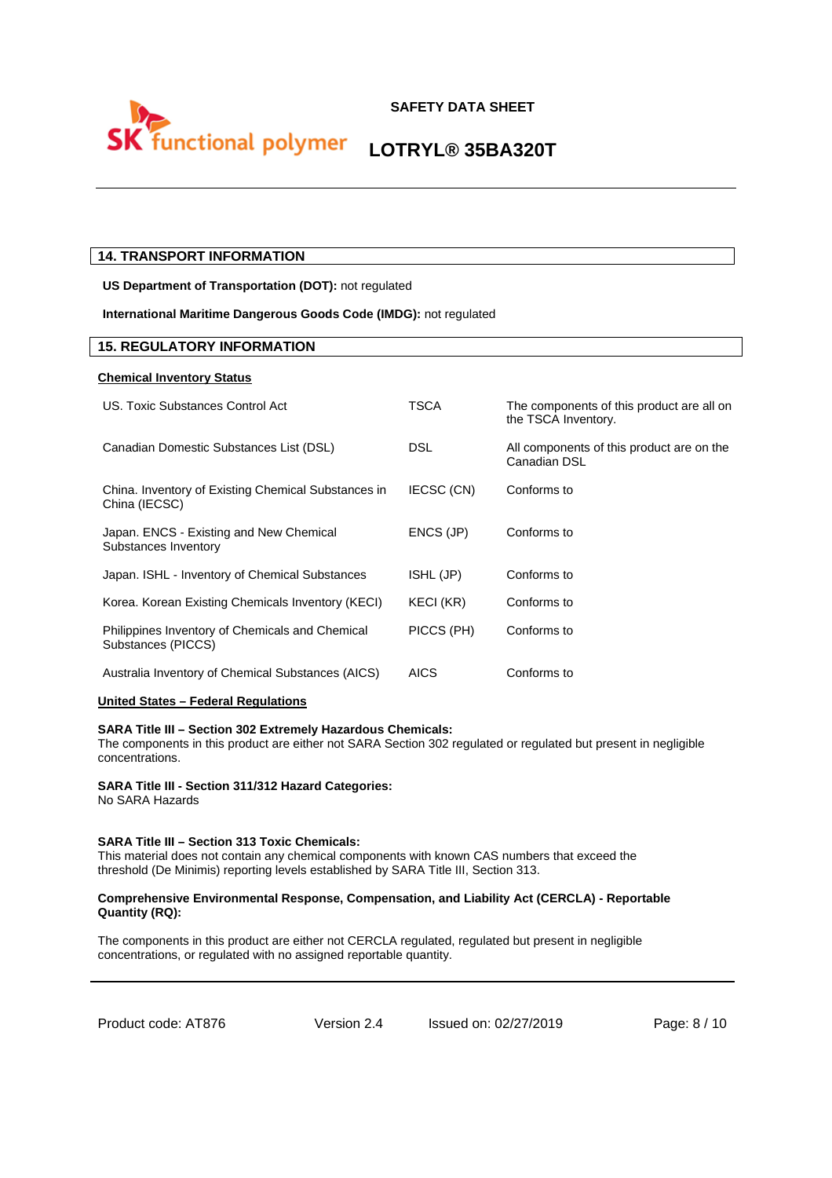## 14. TRANSPORT INFORMATION

**US Department of Transportation (DOT):** not regulated

**International Maritime Dangerous Goods Code (IMDG):** not regulated

## 15. REGULATORY INFORMATION

**Chemical Inventory Status**

| | | |
|---|---|---|
| US. Toxic Substances Control Act | TSCA | The components of this product are all on the TSCA Inventory. |
| Canadian Domestic Substances List (DSL) | DSL | All components of this product are on the Canadian DSL |
| China. Inventory of Existing Chemical Substances in China (IECSC) | IECSC (CN) | Conforms to |
| Japan. ENCS - Existing and New Chemical Substances Inventory | ENCS (JP) | Conforms to |
| Japan. ISHL - Inventory of Chemical Substances | ISHL (JP) | Conforms to |
| Korea. Korean Existing Chemicals Inventory (KECI) | KECI (KR) | Conforms to |
| Philippines Inventory of Chemicals and Chemical Substances (PICCS) | PICCS (PH) | Conforms to |
| Australia Inventory of Chemical Substances (AICS) | AICS | Conforms to |

**United States – Federal Regulations**

**SARA Title III – Section 302 Extremely Hazardous Chemicals:**
The components in this product are either not SARA Section 302 regulated or regulated but present in negligible concentrations.

**SARA Title III - Section 311/312 Hazard Categories:**
No SARA Hazards

**SARA Title III – Section 313 Toxic Chemicals:**
This material does not contain any chemical components with known CAS numbers that exceed the threshold (De Minimis) reporting levels established by SARA Title III, Section 313.

**Comprehensive Environmental Response, Compensation, and Liability Act (CERCLA) - Reportable Quantity (RQ):**

The components in this product are either not CERCLA regulated, regulated but present in negligible concentrations, or regulated with no assigned reportable quantity.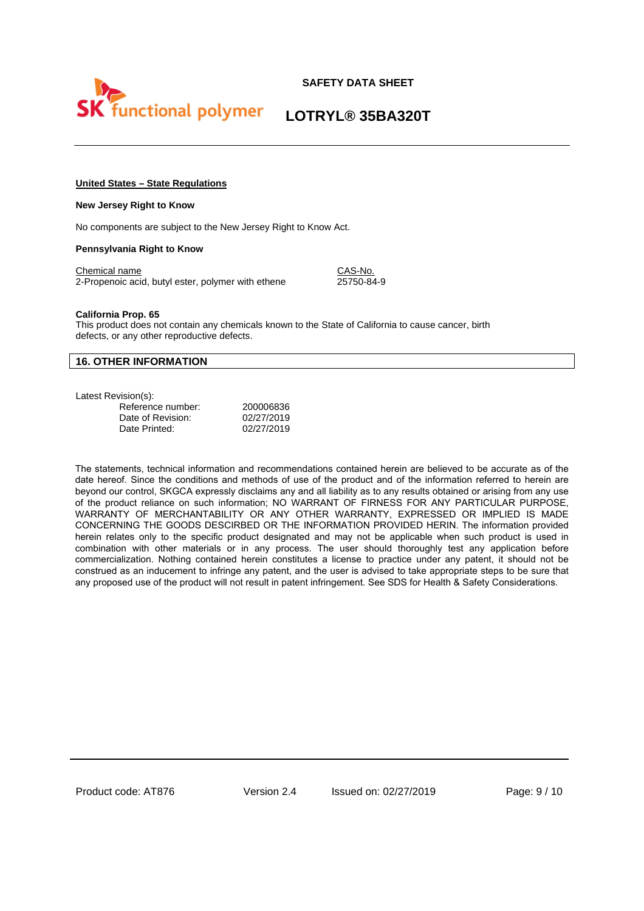**United States – State Regulations**

**New Jersey Right to Know**

No components are subject to the New Jersey Right to Know Act.

**Pennsylvania Right to Know**

| Chemical name | CAS-No. |
| --- | --- |
| 2-Propenoic acid, butyl ester, polymer with ethene | 25750-84-9 |

**California Prop. 65**

This product does not contain any chemicals known to the State of California to cause cancer, birth defects, or any other reproductive defects.

## 16. OTHER INFORMATION

Latest Revision(s):

| | |
| --- | --- |
| Reference number: | 200006836 |
| Date of Revision: | 02/27/2019 |
| Date Printed: | 02/27/2019 |

The statements, technical information and recommendations contained herein are believed to be accurate as of the date hereof. Since the conditions and methods of use of the product and of the information referred to herein are beyond our control, SKGCA expressly disclaims any and all liability as to any results obtained or arising from any use of the product reliance on such information; NO WARRANT OF FIRNESS FOR ANY PARTICULAR PURPOSE, WARRANTY OF MERCHANTABILITY OR ANY OTHER WARRANTY, EXPRESSED OR IMPLIED IS MADE CONCERNING THE GOODS DESCIRBED OR THE INFORMATION PROVIDED HERIN. The information provided herein relates only to the specific product designated and may not be applicable when such product is used in combination with other materials or in any process. The user should thoroughly test any application before commercialization. Nothing contained herein constitutes a license to practice under any patent, it should not be construed as an inducement to infringe any patent, and the user is advised to take appropriate steps to be sure that any proposed use of the product will not result in patent infringement. See SDS for Health & Safety Considerations.